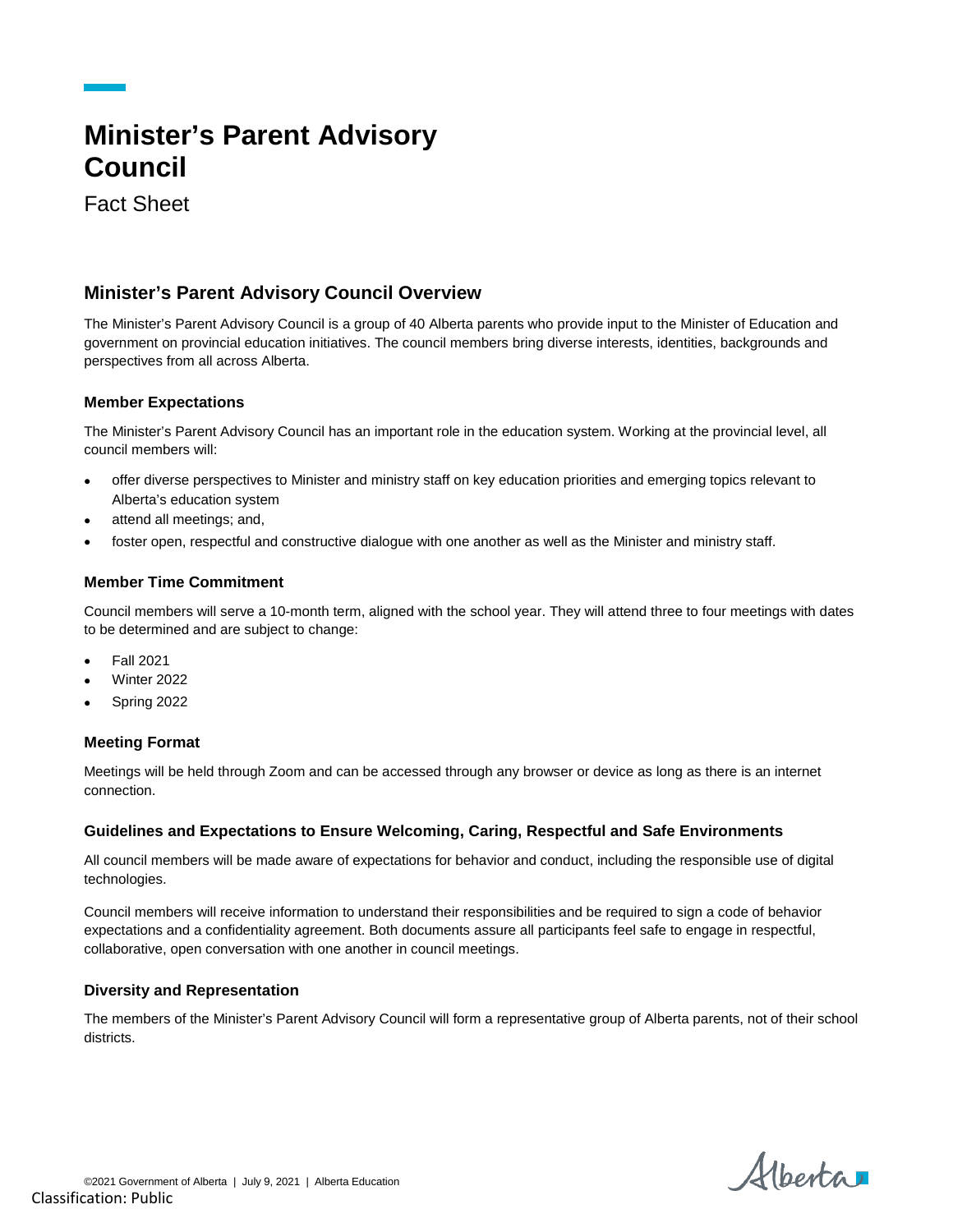# Minister's Parent Advisory Council

Fact Sheet

## Minister's Parent Advisory Council Overview

The Minister's Parent Advisory Council is a group of 40 Alberta parents who provide input to the Minister of Education and government on provincial education initiatives. The council members bring diverse interests, identities, backgrounds and perspectives from all across Alberta.

### Member Expectations

The Minister's Parent Advisory Council has an important role in the education system. Working at the provincial level, all council members will:

- offer diverse perspectives to Minister and ministry staff on key education priorities and emerging topics relevant to Alberta's education system
- attend all meetings; and,
- foster open, respectful and constructive dialogue with one another as well as the Minister and ministry staff.

### Member Time Commitment

Council members will serve a 10-month term, aligned with the school year. They will attend three to four meetings with dates to be determined and are subject to change:

- Fall 2021
- Winter 2022
- Spring 2022

### Meeting Format

Meetings will be held through Zoom and can be accessed through any browser or device as long as there is an internet connection.

### Guidelines and Expectations to Ensure Welcoming, Caring, Respectful and Safe Environments

All council members will be made aware of expectations for behavior and conduct, including the responsible use of digital technologies.

Council members will receive information to understand their responsibilities and be required to sign a code of behavior expectations and a confidentiality agreement. Both documents assure all participants feel safe to engage in respectful, collaborative, open conversation with one another in council meetings.

### Diversity and Representation

The members of the Minister's Parent Advisory Council will form a representative group of Alberta parents, not of their school districts.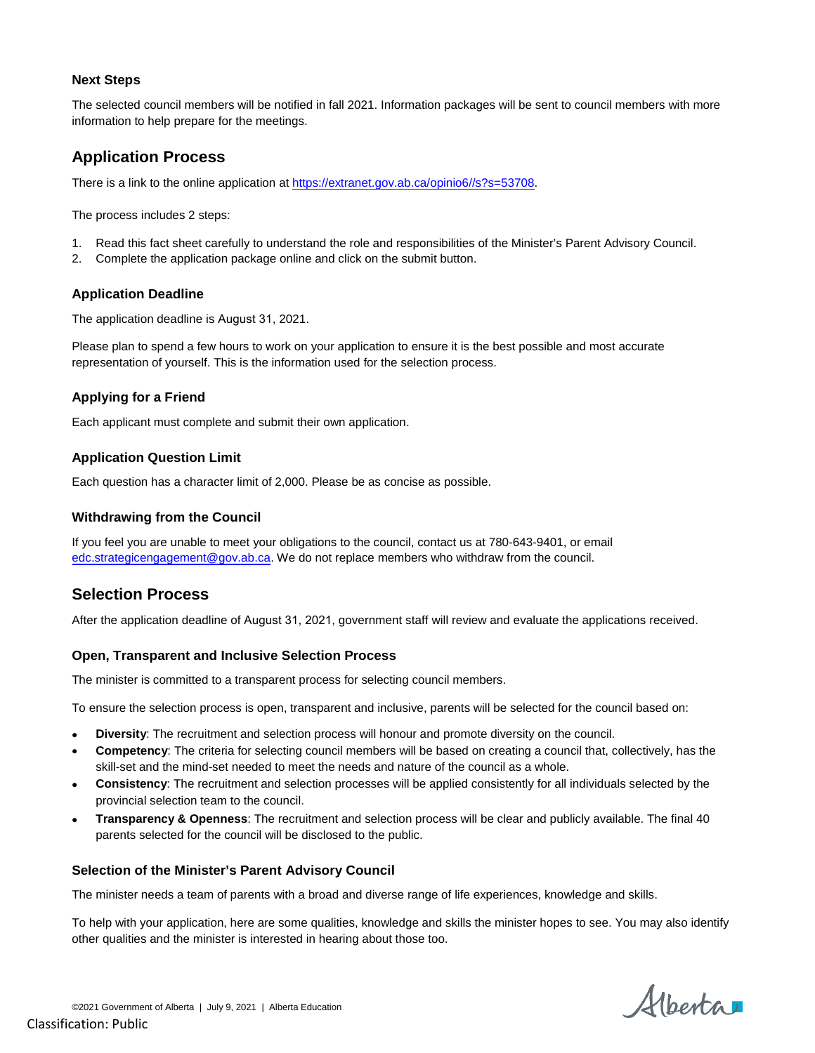### Next Steps

The selected council members will be notified in fall 2021. Information packages will be sent to council members with more information to help prepare for the meetings.

## Application Process

There is a link to the online application at [https://extranet.gov.ab.ca/opinio6//s?s=53708](https://extranet.gov.ab.ca/opinio6//s?s=53708).

The process includes 2 steps:

1. Read this fact sheet carefully to understand the role and responsibilities of the Minister's Parent Advisory Council.
2. Complete the application package online and click on the submit button.

### Application Deadline

The application deadline is August 31, 2021.

Please plan to spend a few hours to work on your application to ensure it is the best possible and most accurate representation of yourself. This is the information used for the selection process.

### Applying for a Friend

Each applicant must complete and submit their own application.

### Application Question Limit

Each question has a character limit of 2,000. Please be as concise as possible.

### Withdrawing from the Council

If you feel you are unable to meet your obligations to the council, contact us at 780-643-9401, or email [edc.strategicengagement@gov.ab.ca](mailto:edc.strategicengagement@gov.ab.ca). We do not replace members who withdraw from the council.

## Selection Process

After the application deadline of August 31, 2021, government staff will review and evaluate the applications received.

### Open, Transparent and Inclusive Selection Process

The minister is committed to a transparent process for selecting council members.

To ensure the selection process is open, transparent and inclusive, parents will be selected for the council based on:

- **Diversity**: The recruitment and selection process will honour and promote diversity on the council.
- **Competency**: The criteria for selecting council members will be based on creating a council that, collectively, has the skill-set and the mind-set needed to meet the needs and nature of the council as a whole.
- **Consistency**: The recruitment and selection processes will be applied consistently for all individuals selected by the provincial selection team to the council.
- **Transparency & Openness**: The recruitment and selection process will be clear and publicly available. The final 40 parents selected for the council will be disclosed to the public.

### Selection of the Minister's Parent Advisory Council

The minister needs a team of parents with a broad and diverse range of life experiences, knowledge and skills.

To help with your application, here are some qualities, knowledge and skills the minister hopes to see. You may also identify other qualities and the minister is interested in hearing about those too.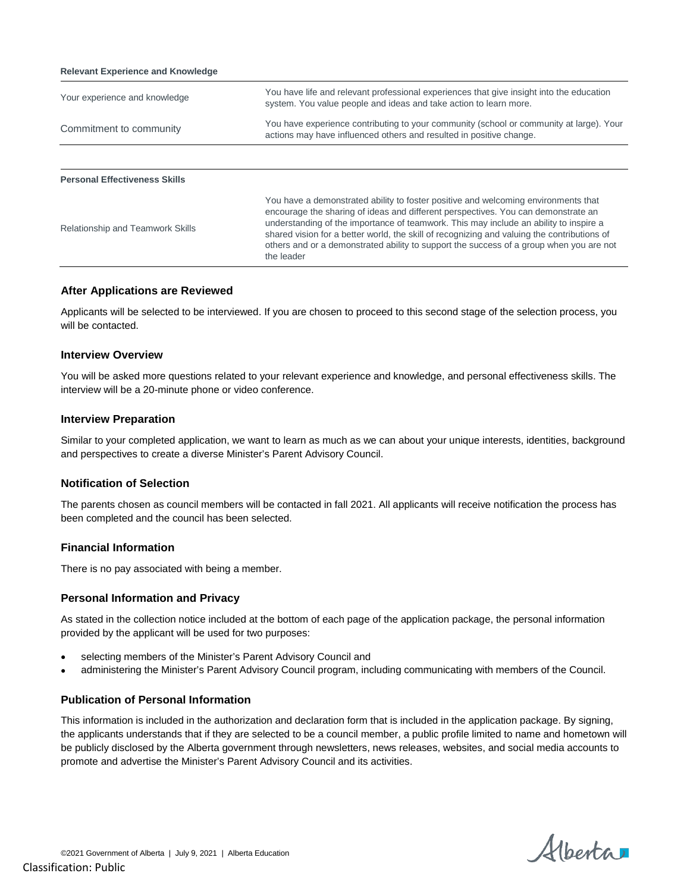| Relevant Experience and Knowledge | |
|---|---|
| Your experience and knowledge | You have life and relevant professional experiences that give insight into the education system. You value people and ideas and take action to learn more. |
| Commitment to community | You have experience contributing to your community (school or community at large). Your actions may have influenced others and resulted in positive change. |

| Personal Effectiveness Skills | |
|---|---|
| Relationship and Teamwork Skills | You have a demonstrated ability to foster positive and welcoming environments that encourage the sharing of ideas and different perspectives. You can demonstrate an understanding of the importance of teamwork. This may include an ability to inspire a shared vision for a better world, the skill of recognizing and valuing the contributions of others and or a demonstrated ability to support the success of a group when you are not the leader |

### After Applications are Reviewed

Applicants will be selected to be interviewed. If you are chosen to proceed to this second stage of the selection process, you will be contacted.

### Interview Overview

You will be asked more questions related to your relevant experience and knowledge, and personal effectiveness skills. The interview will be a 20-minute phone or video conference.

### Interview Preparation

Similar to your completed application, we want to learn as much as we can about your unique interests, identities, background and perspectives to create a diverse Minister's Parent Advisory Council.

### Notification of Selection

The parents chosen as council members will be contacted in fall 2021. All applicants will receive notification the process has been completed and the council has been selected.

### Financial Information

There is no pay associated with being a member.

### Personal Information and Privacy

As stated in the collection notice included at the bottom of each page of the application package, the personal information provided by the applicant will be used for two purposes:

- selecting members of the Minister's Parent Advisory Council and
- administering the Minister's Parent Advisory Council program, including communicating with members of the Council.

### Publication of Personal Information

This information is included in the authorization and declaration form that is included in the application package. By signing, the applicants understands that if they are selected to be a council member, a public profile limited to name and hometown will be publicly disclosed by the Alberta government through newsletters, news releases, websites, and social media accounts to promote and advertise the Minister's Parent Advisory Council and its activities.